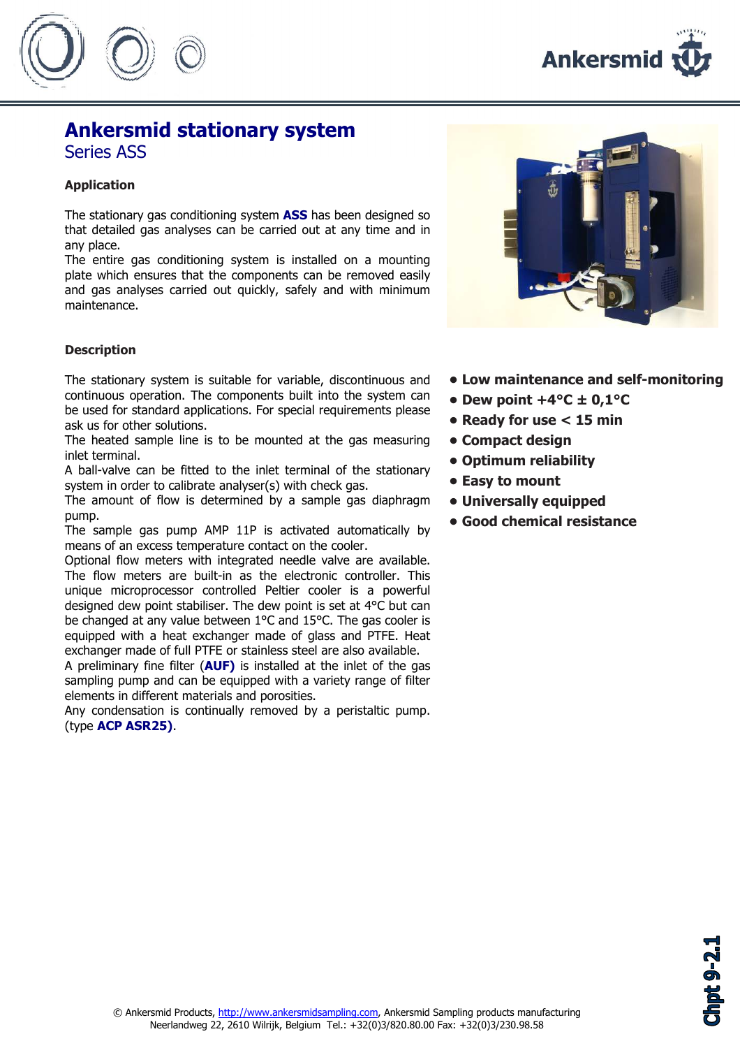# Ankersmid stationary system

## Series ASS

### Application

The stationary gas conditioning system **ASS** has been designed so that detailed gas analyses can be carried out at any time and in any place.
The entire gas conditioning system is installed on a mounting plate which ensures that the components can be removed easily and gas analyses carried out quickly, safely and with minimum maintenance.

- **Low maintenance and self-monitoring**
- **Dew point +4°C ± 0,1°C**
- **Ready for use < 15 min**
- **Compact design**
- **Optimum reliability**
- **Easy to mount**
- **Universally equipped**
- **Good chemical resistance**

### Description

The stationary system is suitable for variable, discontinuous and continuous operation. The components built into the system can be used for standard applications. For special requirements please ask us for other solutions.
The heated sample line is to be mounted at the gas measuring inlet terminal.
A ball-valve can be fitted to the inlet terminal of the stationary system in order to calibrate analyser(s) with check gas.
The amount of flow is determined by a sample gas diaphragm pump.
The sample gas pump AMP 11P is activated automatically by means of an excess temperature contact on the cooler.
Optional flow meters with integrated needle valve are available. The flow meters are built-in as the electronic controller. This unique microprocessor controlled Peltier cooler is a powerful designed dew point stabiliser. The dew point is set at 4°C but can be changed at any value between 1°C and 15°C. The gas cooler is equipped with a heat exchanger made of glass and PTFE. Heat exchanger made of full PTFE or stainless steel are also available.
A preliminary fine filter (**AUF)** is installed at the inlet of the gas sampling pump and can be equipped with a variety range of filter elements in different materials and porosities.
Any condensation is continually removed by a peristaltic pump. (type **ACP ASR25)**.

© Ankersmid Products, http://www.ankersmidsampling.com, Ankersmid Sampling products manufacturing
Neerlandweg 22, 2610 Wilrijk, Belgium Tel.: +32(0)3/820.80.00 Fax: +32(0)3/230.98.58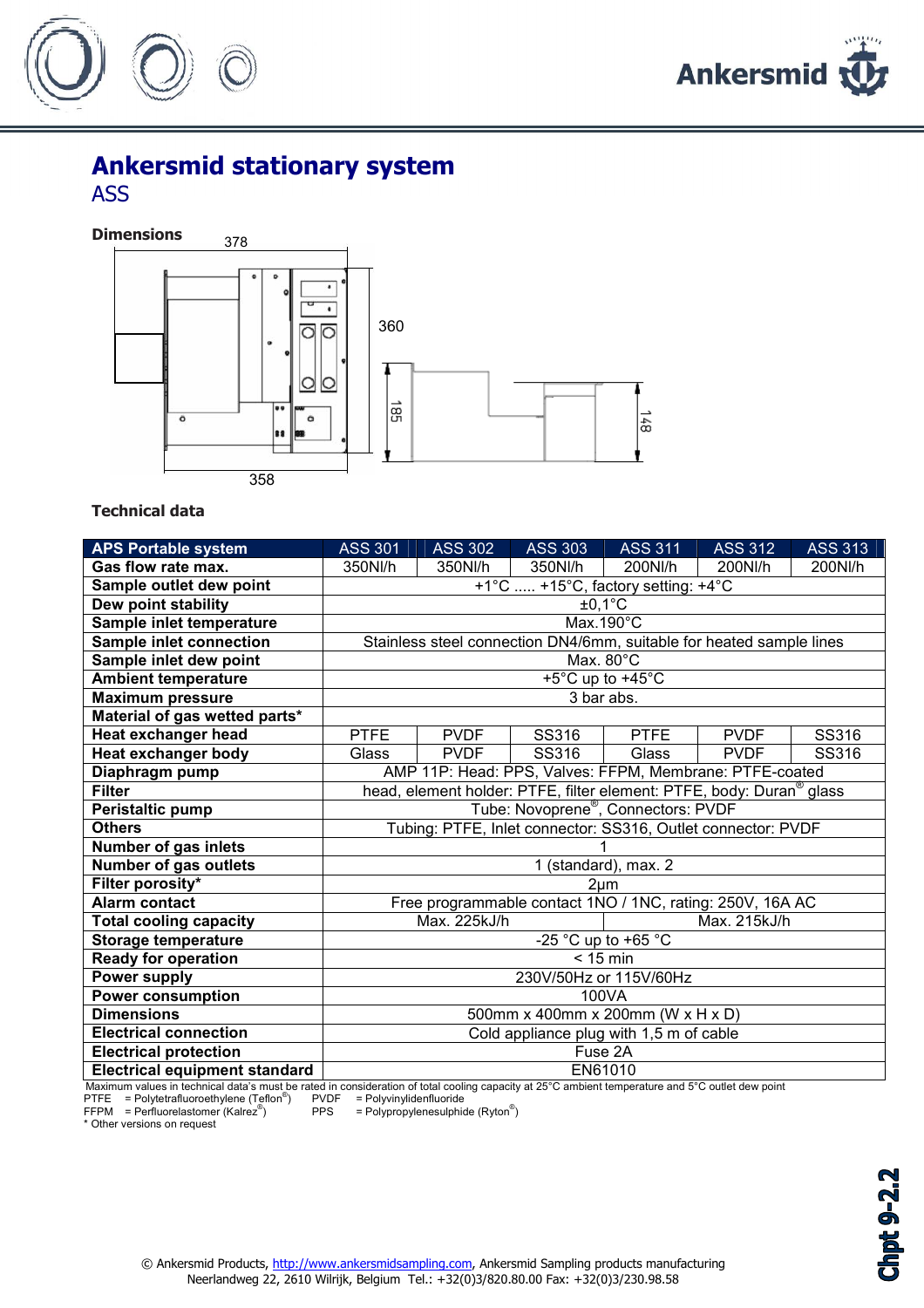# Ankersmid stationary system

## ASS

**Dimensions**

378

360

185

148

358

**Technical data**

| APS Portable system | ASS 301 | ASS 302 | ASS 303 | ASS 311 | ASS 312 | ASS 313 |
|---|---|---|---|---|---|---|
| **Gas flow rate max.** | 350Nl/h | 350Nl/h | 350Nl/h | 200Nl/h | 200Nl/h | 200Nl/h |
| **Sample outlet dew point** | +1°C ..... +15°C, factory setting: +4°C | | | | | |
| **Dew point stability** | ±0,1°C | | | | | |
| **Sample inlet temperature** | Max.190°C | | | | | |
| **Sample inlet connection** | Stainless steel connection DN4/6mm, suitable for heated sample lines | | | | | |
| **Sample inlet dew point** | Max. 80°C | | | | | |
| **Ambient temperature** | +5°C up to +45°C | | | | | |
| **Maximum pressure** | 3 bar abs. | | | | | |
| **Material of gas wetted parts*** | | | | | | |
| **Heat exchanger head** | PTFE | PVDF | SS316 | PTFE | PVDF | SS316 |
| **Heat exchanger body** | Glass | PVDF | SS316 | Glass | PVDF | SS316 |
| **Diaphragm pump** | AMP 11P: Head: PPS, Valves: FFPM, Membrane: PTFE-coated | | | | | |
| **Filter** | head, element holder: PTFE, filter element: PTFE, body: Duran® glass | | | | | |
| **Peristaltic pump** | Tube: Novoprene®, Connectors: PVDF | | | | | |
| **Others** | Tubing: PTFE, Inlet connector: SS316, Outlet connector: PVDF | | | | | |
| **Number of gas inlets** | 1 | | | | | |
| **Number of gas outlets** | 1 (standard), max. 2 | | | | | |
| **Filter porosity*** | 2µm | | | | | |
| **Alarm contact** | Free programmable contact 1NO / 1NC, rating: 250V, 16A AC | | | | | |
| **Total cooling capacity** | Max. 225kJ/h | | | Max. 215kJ/h | | |
| **Storage temperature** | -25 °C up to +65 °C | | | | | |
| **Ready for operation** | < 15 min | | | | | |
| **Power supply** | 230V/50Hz or 115V/60Hz | | | | | |
| **Power consumption** | 100VA | | | | | |
| **Dimensions** | 500mm x 400mm x 200mm (W x H x D) | | | | | |
| **Electrical connection** | Cold appliance plug with 1,5 m of cable | | | | | |
| **Electrical protection** | Fuse 2A | | | | | |
| **Electrical equipment standard** | EN61010 | | | | | |

Maximum values in technical data's must be rated in consideration of total cooling capacity at 25°C ambient temperature and 5°C outlet dew point

PTFE = Polytetrafluoroethylene (Teflon®) PVDF = Polyvinylidenfluoride

FFPM = Perfluorelastomer (Kalrez®) PPS = Polypropylenesulphide (Ryton®)

\* Other versions on request

© Ankersmid Products, http://www.ankersmidsampling.com, Ankersmid Sampling products manufacturing
Neerlandweg 22, 2610 Wilrijk, Belgium Tel.: +32(0)3/820.80.00 Fax: +32(0)3/230.98.58

Chpt 9-2.2